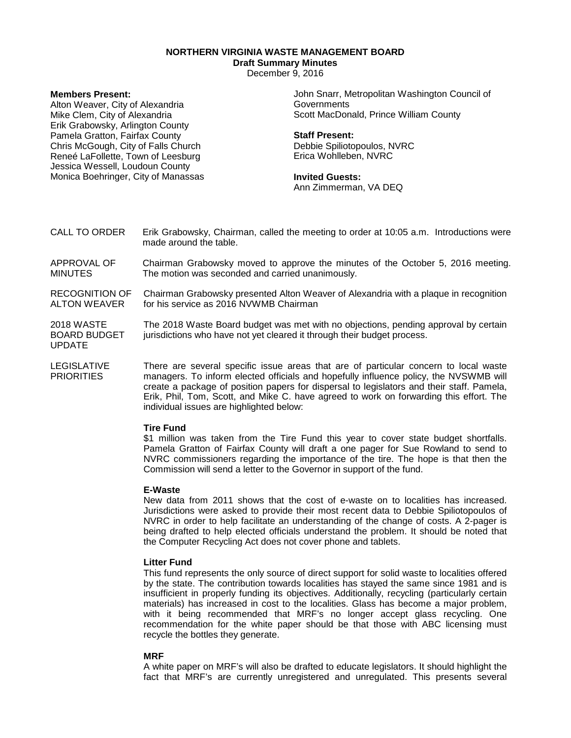# NORTHERN VIRGINIA WASTE MANAGEMENT BOARD

**Draft Summary Minutes**

December 9, 2016

**Members Present:**

Alton Weaver, City of Alexandria
Mike Clem, City of Alexandria
Erik Grabowsky, Arlington County
Pamela Gratton, Fairfax County
Chris McGough, City of Falls Church
Reneé LaFollette, Town of Leesburg
Jessica Wessell, Loudoun County
Monica Boehringer, City of Manassas
John Snarr, Metropolitan Washington Council of Governments
Scott MacDonald, Prince William County

**Staff Present:**

Debbie Spiliotopoulos, NVRC
Erica Wohlleben, NVRC

**Invited Guests:**

Ann Zimmerman, VA DEQ

CALL TO ORDER — Erik Grabowsky, Chairman, called the meeting to order at 10:05 a.m. Introductions were made around the table.

APPROVAL OF MINUTES — Chairman Grabowsky moved to approve the minutes of the October 5, 2016 meeting. The motion was seconded and carried unanimously.

RECOGNITION OF ALTON WEAVER — Chairman Grabowsky presented Alton Weaver of Alexandria with a plaque in recognition for his service as 2016 NVWMB Chairman

2018 WASTE BOARD BUDGET UPDATE — The 2018 Waste Board budget was met with no objections, pending approval by certain jurisdictions who have not yet cleared it through their budget process.

LEGISLATIVE PRIORITIES — There are several specific issue areas that are of particular concern to local waste managers. To inform elected officials and hopefully influence policy, the NVSWMB will create a package of position papers for dispersal to legislators and their staff. Pamela, Erik, Phil, Tom, Scott, and Mike C. have agreed to work on forwarding this effort. The individual issues are highlighted below:

**Tire Fund**

$1 million was taken from the Tire Fund this year to cover state budget shortfalls. Pamela Gratton of Fairfax County will draft a one pager for Sue Rowland to send to NVRC commissioners regarding the importance of the tire. The hope is that then the Commission will send a letter to the Governor in support of the fund.

**E-Waste**

New data from 2011 shows that the cost of e-waste on to localities has increased. Jurisdictions were asked to provide their most recent data to Debbie Spiliotopoulos of NVRC in order to help facilitate an understanding of the change of costs. A 2-pager is being drafted to help elected officials understand the problem. It should be noted that the Computer Recycling Act does not cover phone and tablets.

**Litter Fund**

This fund represents the only source of direct support for solid waste to localities offered by the state. The contribution towards localities has stayed the same since 1981 and is insufficient in properly funding its objectives. Additionally, recycling (particularly certain materials) has increased in cost to the localities. Glass has become a major problem, with it being recommended that MRF's no longer accept glass recycling. One recommendation for the white paper should be that those with ABC licensing must recycle the bottles they generate.

**MRF**

A white paper on MRF's will also be drafted to educate legislators. It should highlight the fact that MRF's are currently unregistered and unregulated. This presents several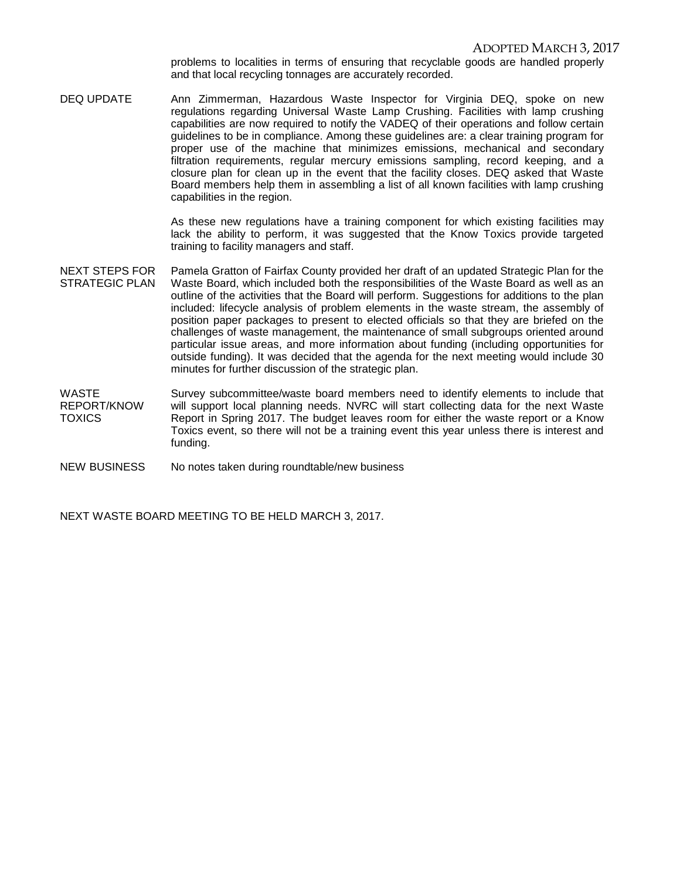ADOPTED MARCH 3, 2017

problems to localities in terms of ensuring that recyclable goods are handled properly and that local recycling tonnages are accurately recorded.

| | |
|---|---|
| DEQ UPDATE | Ann Zimmerman, Hazardous Waste Inspector for Virginia DEQ, spoke on new regulations regarding Universal Waste Lamp Crushing. Facilities with lamp crushing capabilities are now required to notify the VADEQ of their operations and follow certain guidelines to be in compliance. Among these guidelines are: a clear training program for proper use of the machine that minimizes emissions, mechanical and secondary filtration requirements, regular mercury emissions sampling, record keeping, and a closure plan for clean up in the event that the facility closes. DEQ asked that Waste Board members help them in assembling a list of all known facilities with lamp crushing capabilities in the region.<br><br>As these new regulations have a training component for which existing facilities may lack the ability to perform, it was suggested that the Know Toxics provide targeted training to facility managers and staff. |
| NEXT STEPS FOR STRATEGIC PLAN | Pamela Gratton of Fairfax County provided her draft of an updated Strategic Plan for the Waste Board, which included both the responsibilities of the Waste Board as well as an outline of the activities that the Board will perform. Suggestions for additions to the plan included: lifecycle analysis of problem elements in the waste stream, the assembly of position paper packages to present to elected officials so that they are briefed on the challenges of waste management, the maintenance of small subgroups oriented around particular issue areas, and more information about funding (including opportunities for outside funding). It was decided that the agenda for the next meeting would include 30 minutes for further discussion of the strategic plan. |
| WASTE REPORT/KNOW TOXICS | Survey subcommittee/waste board members need to identify elements to include that will support local planning needs. NVRC will start collecting data for the next Waste Report in Spring 2017. The budget leaves room for either the waste report or a Know Toxics event, so there will not be a training event this year unless there is interest and funding. |
| NEW BUSINESS | No notes taken during roundtable/new business |

NEXT WASTE BOARD MEETING TO BE HELD MARCH 3, 2017.